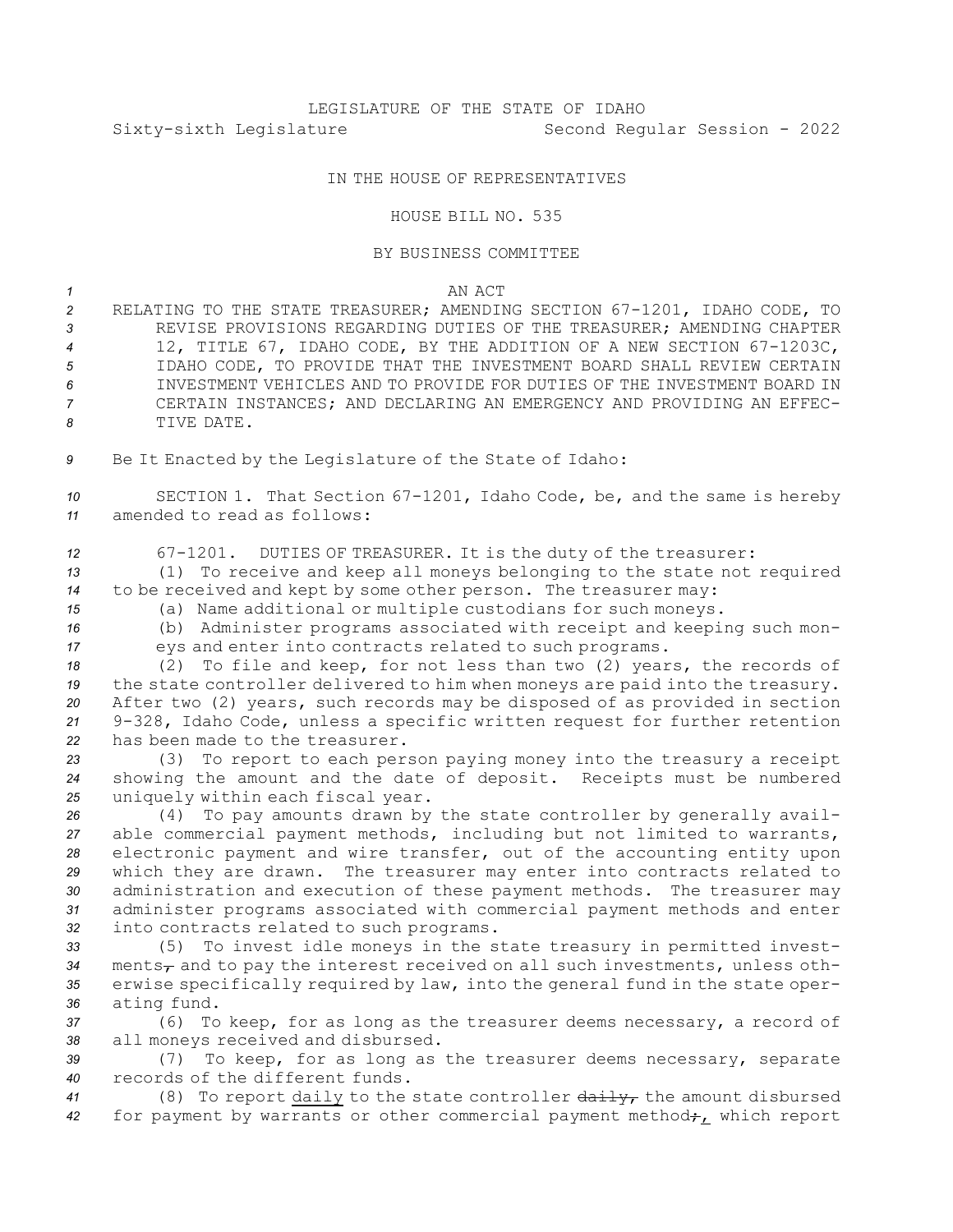LEGISLATURE OF THE STATE OF IDAHO

Sixty-sixth Legislature Second Regular Session - 2022

IN THE HOUSE OF REPRESENTATIVES

HOUSE BILL NO. 535

BY BUSINESS COMMITTEE

AN ACT

RELATING TO THE STATE TREASURER; AMENDING SECTION 67-1201, IDAHO CODE, TO REVISE PROVISIONS REGARDING DUTIES OF THE TREASURER; AMENDING CHAPTER 12, TITLE 67, IDAHO CODE, BY THE ADDITION OF A NEW SECTION 67-1203C, IDAHO CODE, TO PROVIDE THAT THE INVESTMENT BOARD SHALL REVIEW CERTAIN INVESTMENT VEHICLES AND TO PROVIDE FOR DUTIES OF THE INVESTMENT BOARD IN CERTAIN INSTANCES; AND DECLARING AN EMERGENCY AND PROVIDING AN EFFECTIVE DATE.

Be It Enacted by the Legislature of the State of Idaho:

SECTION 1. That Section 67-1201, Idaho Code, be, and the same is hereby amended to read as follows:

67-1201. DUTIES OF TREASURER. It is the duty of the treasurer:

(1) To receive and keep all moneys belonging to the state not required to be received and kept by some other person. The treasurer may:

(a) Name additional or multiple custodians for such moneys.

(b) Administer programs associated with receipt and keeping such moneys and enter into contracts related to such programs.

(2) To file and keep, for not less than two (2) years, the records of the state controller delivered to him when moneys are paid into the treasury. After two (2) years, such records may be disposed of as provided in section 9-328, Idaho Code, unless a specific written request for further retention has been made to the treasurer.

(3) To report to each person paying money into the treasury a receipt showing the amount and the date of deposit. Receipts must be numbered uniquely within each fiscal year.

(4) To pay amounts drawn by the state controller by generally available commercial payment methods, including but not limited to warrants, electronic payment and wire transfer, out of the accounting entity upon which they are drawn. The treasurer may enter into contracts related to administration and execution of these payment methods. The treasurer may administer programs associated with commercial payment methods and enter into contracts related to such programs.

(5) To invest idle moneys in the state treasury in permitted investments~~,~~ and to pay the interest received on all such investments, unless otherwise specifically required by law, into the general fund in the state operating fund.

(6) To keep, for as long as the treasurer deems necessary, a record of all moneys received and disbursed.

(7) To keep, for as long as the treasurer deems necessary, separate records of the different funds.

(8) To report <u>daily</u> to the state controller ~~daily,~~ the amount disbursed for payment by warrants or other commercial payment method~~;~~<u>,</u> which report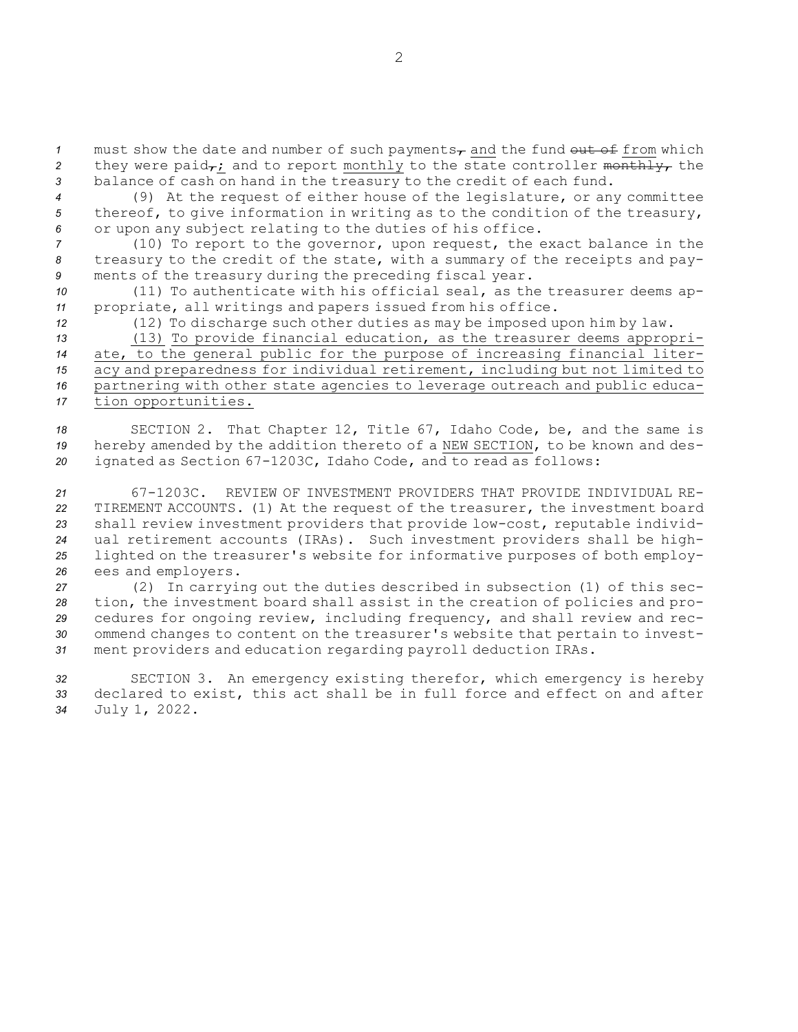must show the date and number of such payments~~,~~ and the fund ~~out of~~ from which they were paid~~,~~; and to report monthly to the state controller ~~monthly,~~ the balance of cash on hand in the treasury to the credit of each fund.

(9) At the request of either house of the legislature, or any committee thereof, to give information in writing as to the condition of the treasury, or upon any subject relating to the duties of his office.

(10) To report to the governor, upon request, the exact balance in the treasury to the credit of the state, with a summary of the receipts and payments of the treasury during the preceding fiscal year.

(11) To authenticate with his official seal, as the treasurer deems appropriate, all writings and papers issued from his office.

(12) To discharge such other duties as may be imposed upon him by law.

(13) To provide financial education, as the treasurer deems appropriate, to the general public for the purpose of increasing financial literacy and preparedness for individual retirement, including but not limited to partnering with other state agencies to leverage outreach and public education opportunities.

SECTION 2. That Chapter 12, Title 67, Idaho Code, be, and the same is hereby amended by the addition thereto of a NEW SECTION, to be known and designated as Section 67-1203C, Idaho Code, and to read as follows:

67-1203C. REVIEW OF INVESTMENT PROVIDERS THAT PROVIDE INDIVIDUAL RETIREMENT ACCOUNTS. (1) At the request of the treasurer, the investment board shall review investment providers that provide low-cost, reputable individual retirement accounts (IRAs). Such investment providers shall be highlighted on the treasurer's website for informative purposes of both employees and employers.

(2) In carrying out the duties described in subsection (1) of this section, the investment board shall assist in the creation of policies and procedures for ongoing review, including frequency, and shall review and recommend changes to content on the treasurer's website that pertain to investment providers and education regarding payroll deduction IRAs.

SECTION 3. An emergency existing therefor, which emergency is hereby declared to exist, this act shall be in full force and effect on and after July 1, 2022.